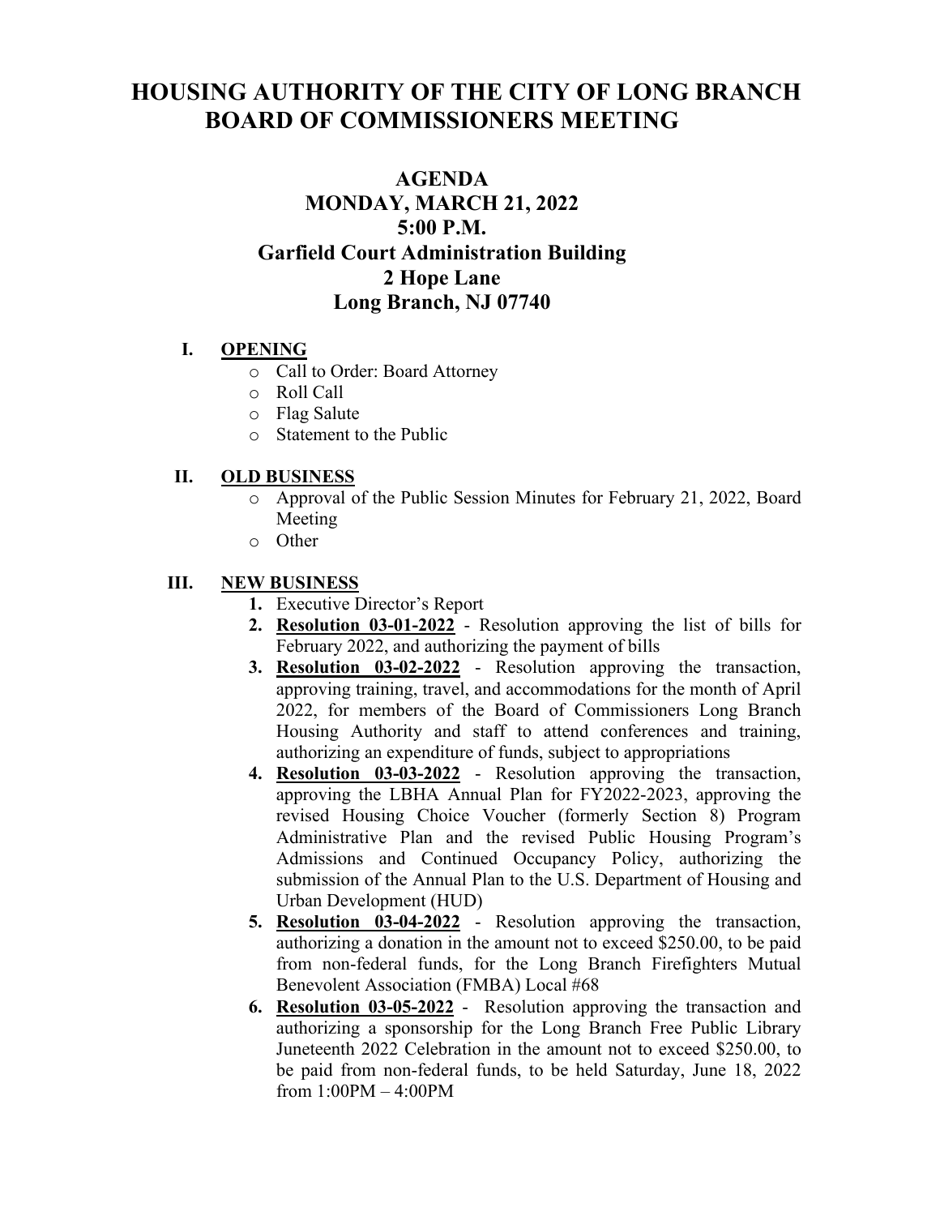# HOUSING AUTHORITY OF THE CITY OF LONG BRANCH BOARD OF COMMISSIONERS MEETING

## AGENDA
## MONDAY, MARCH 21, 2022
## 5:00 P.M.
## Garfield Court Administration Building
## 2 Hope Lane
## Long Branch, NJ 07740

### I. OPENING

- Call to Order: Board Attorney
- Roll Call
- Flag Salute
- Statement to the Public

### II. OLD BUSINESS

- Approval of the Public Session Minutes for February 21, 2022, Board Meeting
- Other

### III. NEW BUSINESS

1. Executive Director's Report
2. **Resolution 03-01-2022** - Resolution approving the list of bills for February 2022, and authorizing the payment of bills
3. **Resolution 03-02-2022** - Resolution approving the transaction, approving training, travel, and accommodations for the month of April 2022, for members of the Board of Commissioners Long Branch Housing Authority and staff to attend conferences and training, authorizing an expenditure of funds, subject to appropriations
4. **Resolution 03-03-2022** - Resolution approving the transaction, approving the LBHA Annual Plan for FY2022-2023, approving the revised Housing Choice Voucher (formerly Section 8) Program Administrative Plan and the revised Public Housing Program's Admissions and Continued Occupancy Policy, authorizing the submission of the Annual Plan to the U.S. Department of Housing and Urban Development (HUD)
5. **Resolution 03-04-2022** - Resolution approving the transaction, authorizing a donation in the amount not to exceed $250.00, to be paid from non-federal funds, for the Long Branch Firefighters Mutual Benevolent Association (FMBA) Local #68
6. **Resolution 03-05-2022** - Resolution approving the transaction and authorizing a sponsorship for the Long Branch Free Public Library Juneteenth 2022 Celebration in the amount not to exceed $250.00, to be paid from non-federal funds, to be held Saturday, June 18, 2022 from 1:00PM – 4:00PM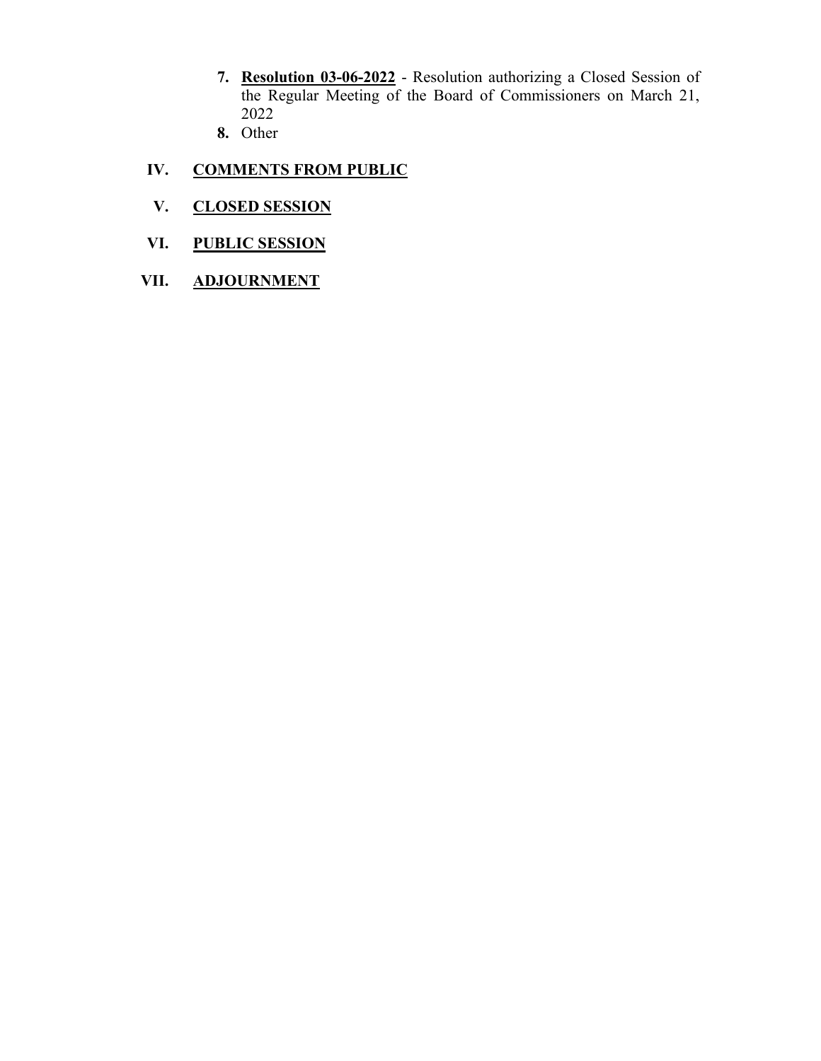7. **Resolution 03-06-2022** - Resolution authorizing a Closed Session of the Regular Meeting of the Board of Commissioners on March 21, 2022
8. Other

## IV. COMMENTS FROM PUBLIC

## V. CLOSED SESSION

## VI. PUBLIC SESSION

## VII. ADJOURNMENT